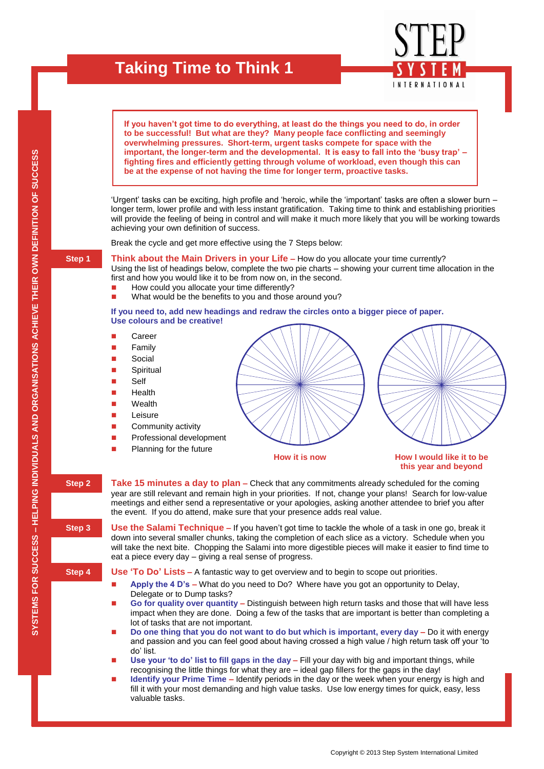# Taking Time to Think 1

STEP SYSTEM INTERNATIONAL

SYSTEMS FOR SUCCESS – HELPING INDIVIDUALS AND ORGANISATIONS ACHIEVE THEIR OWN DEFINITION OF SUCCESS

**If you haven't got time to do everything, at least do the things you need to do, in order to be successful! But what are they? Many people face conflicting and seemingly overwhelming pressures. Short-term, urgent tasks compete for space with the important, the longer-term and the developmental. It is easy to fall into the 'busy trap' – fighting fires and efficiently getting through volume of workload, even though this can be at the expense of not having the time for longer term, proactive tasks.**

'Urgent' tasks can be exciting, high profile and 'heroic, while the 'important' tasks are often a slower burn – longer term, lower profile and with less instant gratification. Taking time to think and establishing priorities will provide the feeling of being in control and will make it much more likely that you will be working towards achieving your own definition of success.

Break the cycle and get more effective using the 7 Steps below:

**Step 1**

**Think about the Main Drivers in your Life –** How do you allocate your time currently? Using the list of headings below, complete the two pie charts – showing your current time allocation in the first and how you would like it to be from now on, in the second.

- How could you allocate your time differently?
- What would be the benefits to you and those around you?

**If you need to, add new headings and redraw the circles onto a bigger piece of paper. Use colours and be creative!**

- Career
- Family
- Social
- Spiritual
- Self
- Health
- Wealth
- Leisure
- Community activity
- Professional development
- Planning for the future

**How it is now**

**How I would like it to be this year and beyond**

**Step 2**

**Take 15 minutes a day to plan –** Check that any commitments already scheduled for the coming year are still relevant and remain high in your priorities. If not, change your plans! Search for low-value meetings and either send a representative or your apologies, asking another attendee to brief you after the event. If you do attend, make sure that your presence adds real value.

**Step 3**

**Use the Salami Technique –** If you haven't got time to tackle the whole of a task in one go, break it down into several smaller chunks, taking the completion of each slice as a victory. Schedule when you will take the next bite. Chopping the Salami into more digestible pieces will make it easier to find time to eat a piece every day – giving a real sense of progress.

**Step 4**

**Use 'To Do' Lists –** A fantastic way to get overview and to begin to scope out priorities.

- **Apply the 4 D's –** What do you need to Do? Where have you got an opportunity to Delay, Delegate or to Dump tasks?
- **Go for quality over quantity –** Distinguish between high return tasks and those that will have less impact when they are done. Doing a few of the tasks that are important is better than completing a lot of tasks that are not important.
- **Do one thing that you do not want to do but which is important, every day –** Do it with energy and passion and you can feel good about having crossed a high value / high return task off your 'to do' list.
- **Use your 'to do' list to fill gaps in the day –** Fill your day with big and important things, while recognising the little things for what they are – ideal gap fillers for the gaps in the day!
- **Identify your Prime Time –** Identify periods in the day or the week when your energy is high and fill it with your most demanding and high value tasks. Use low energy times for quick, easy, less valuable tasks.

Copyright © 2013 Step System International Limited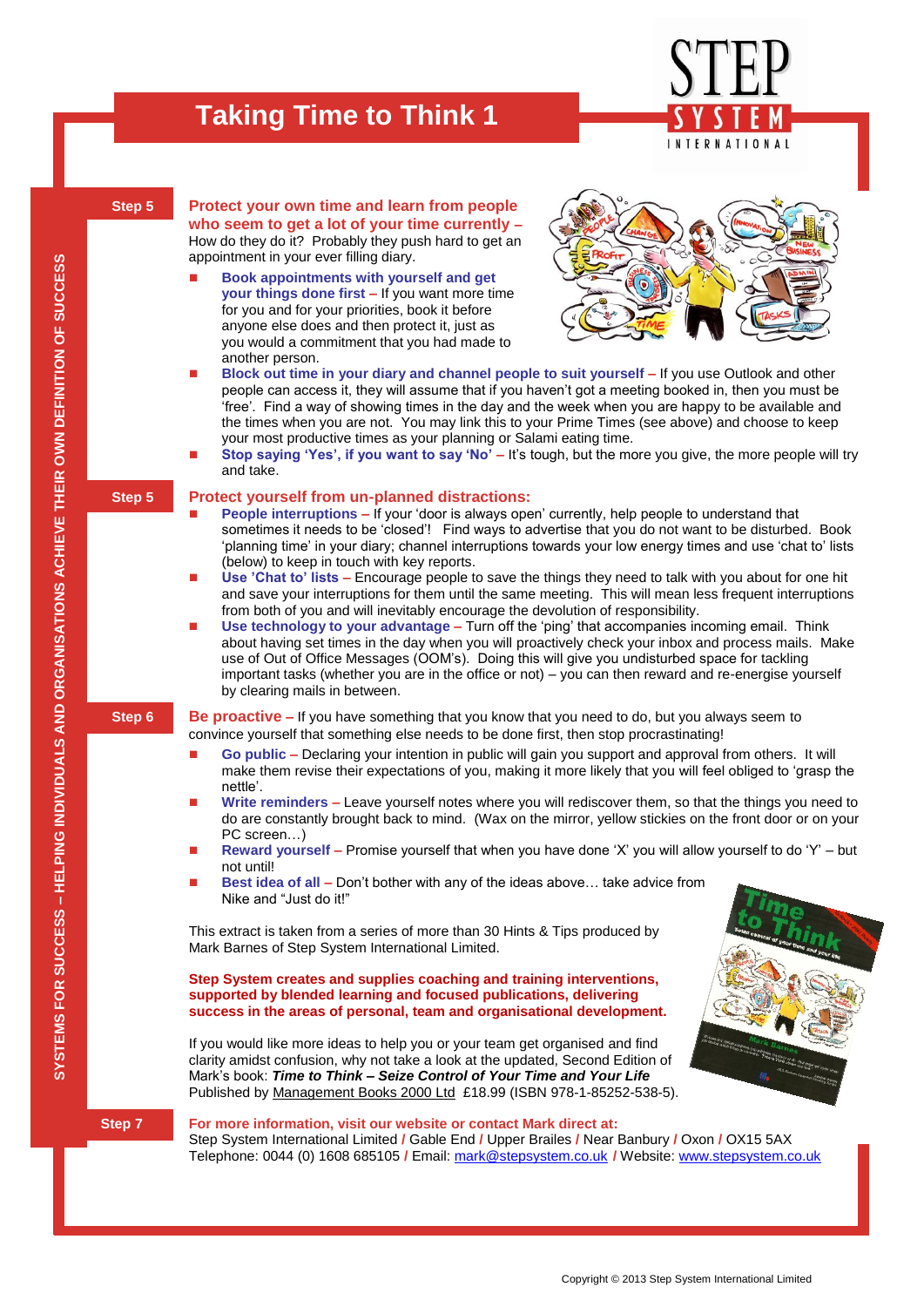# Taking Time to Think 1

SYSTEMS FOR SUCCESS – HELPING INDIVIDUALS AND ORGANISATIONS ACHIEVE THEIR OWN DEFINITION OF SUCCESS

**Step 5**

## Protect your own time and learn from people who seem to get a lot of your time currently –

How do they do it? Probably they push hard to get an appointment in your ever filling diary.

- **Book appointments with yourself and get your things done first –** If you want more time for you and for your priorities, book it before anyone else does and then protect it, just as you would a commitment that you had made to another person.
- **Block out time in your diary and channel people to suit yourself –** If you use Outlook and other people can access it, they will assume that if you haven't got a meeting booked in, then you must be 'free'. Find a way of showing times in the day and the week when you are happy to be available and the times when you are not. You may link this to your Prime Times (see above) and choose to keep your most productive times as your planning or Salami eating time.
- **Stop saying 'Yes', if you want to say 'No' –** It's tough, but the more you give, the more people will try and take.

**Step 5**

## Protect yourself from un-planned distractions:

- **People interruptions –** If your 'door is always open' currently, help people to understand that sometimes it needs to be 'closed'! Find ways to advertise that you do not want to be disturbed. Book 'planning time' in your diary; channel interruptions towards your low energy times and use 'chat to' lists (below) to keep in touch with key reports.
- **Use 'Chat to' lists –** Encourage people to save the things they need to talk with you about for one hit and save your interruptions for them until the same meeting. This will mean less frequent interruptions from both of you and will inevitably encourage the devolution of responsibility.
- **Use technology to your advantage –** Turn off the 'ping' that accompanies incoming email. Think about having set times in the day when you will proactively check your inbox and process mails. Make use of Out of Office Messages (OOM's). Doing this will give you undisturbed space for tackling important tasks (whether you are in the office or not) – you can then reward and re-energise yourself by clearing mails in between.

**Step 6**

**Be proactive –** If you have something that you know that you need to do, but you always seem to convince yourself that something else needs to be done first, then stop procrastinating!

- **Go public –** Declaring your intention in public will gain you support and approval from others. It will make them revise their expectations of you, making it more likely that you will feel obliged to 'grasp the nettle'.
- **Write reminders –** Leave yourself notes where you will rediscover them, so that the things you need to do are constantly brought back to mind. (Wax on the mirror, yellow stickies on the front door or on your PC screen…)
- **Reward yourself –** Promise yourself that when you have done 'X' you will allow yourself to do 'Y' – but not until!
- **Best idea of all –** Don't bother with any of the ideas above… take advice from Nike and "Just do it!"

This extract is taken from a series of more than 30 Hints & Tips produced by Mark Barnes of Step System International Limited.

**Step System creates and supplies coaching and training interventions, supported by blended learning and focused publications, delivering success in the areas of personal, team and organisational development.**

If you would like more ideas to help you or your team get organised and find clarity amidst confusion, why not take a look at the updated, Second Edition of Mark's book: ***Time to Think – Seize Control of Your Time and Your Life*** Published by Management Books 2000 Ltd £18.99 (ISBN 978-1-85252-538-5).

**Step 7**

**For more information, visit our website or contact Mark direct at:**
Step System International Limited / Gable End / Upper Brailes / Near Banbury / Oxon / OX15 5AX
Telephone: 0044 (0) 1608 685105 / Email: mark@stepsystem.co.uk / Website: www.stepsystem.co.uk

Copyright © 2013 Step System International Limited